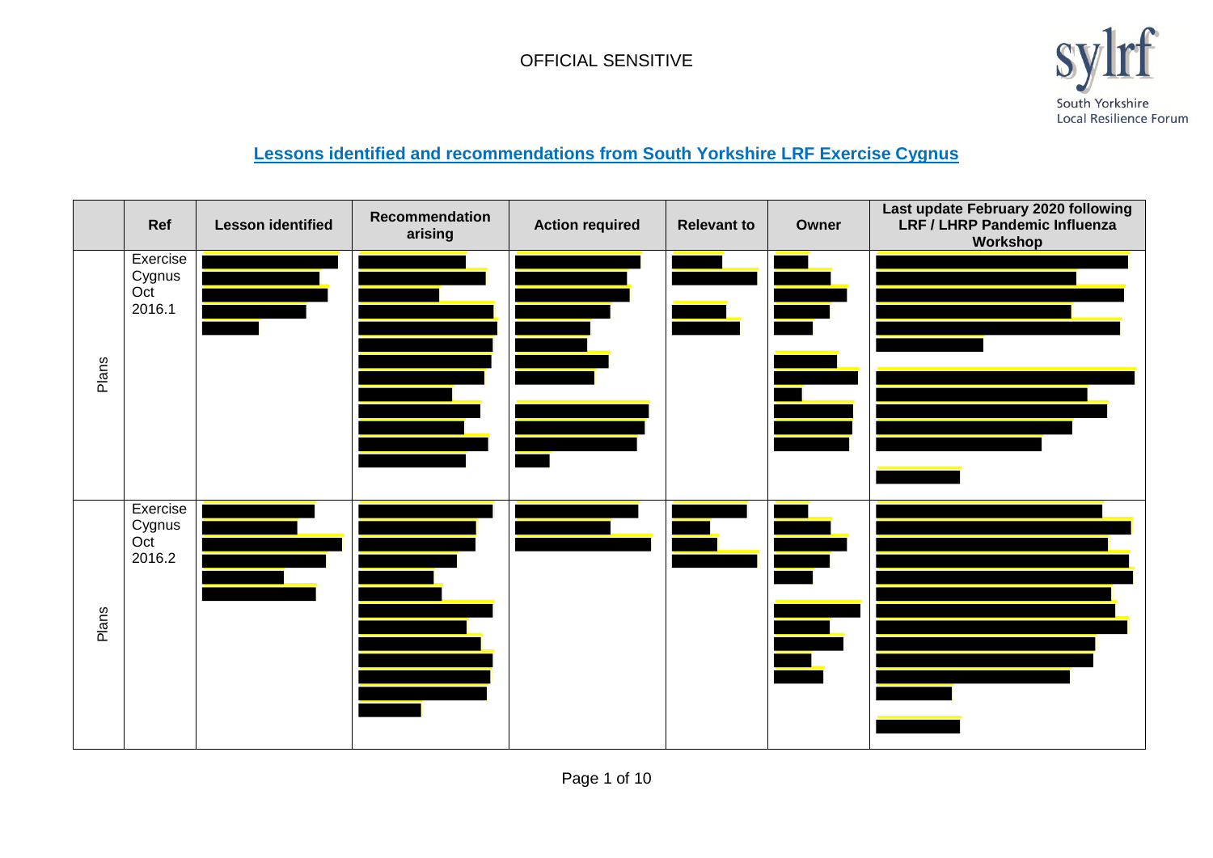OFFICIAL SENSITIVE

South Yorkshire Local Resilience Forum

## Lessons identified and recommendations from South Yorkshire LRF Exercise Cygnus

| | Ref | Lesson identified | Recommendation arising | Action required | Relevant to | Owner | Last update February 2020 following LRF / LHRP Pandemic Influenza Workshop |
|---|---|---|---|---|---|---|---|
| Plans | Exercise Cygnus Oct 2016.1 | | | | | | |
| Plans | Exercise Cygnus Oct 2016.2 | | | | | | |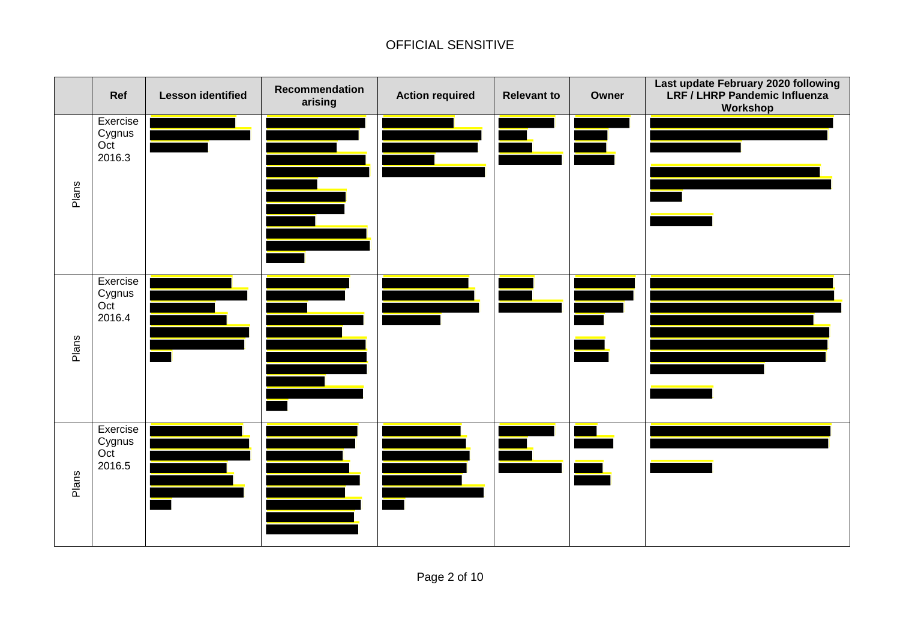| | Ref | Lesson identified | Recommendation arising | Action required | Relevant to | Owner | Last update February 2020 following LRF / LHRP Pandemic Influenza Workshop |
|---|---|---|---|---|---|---|---|
| Plans | Exercise Cygnus Oct 2016.3 | | | | | | |
| Plans | Exercise Cygnus Oct 2016.4 | | | | | | |
| Plans | Exercise Cygnus Oct 2016.5 | | | | | | |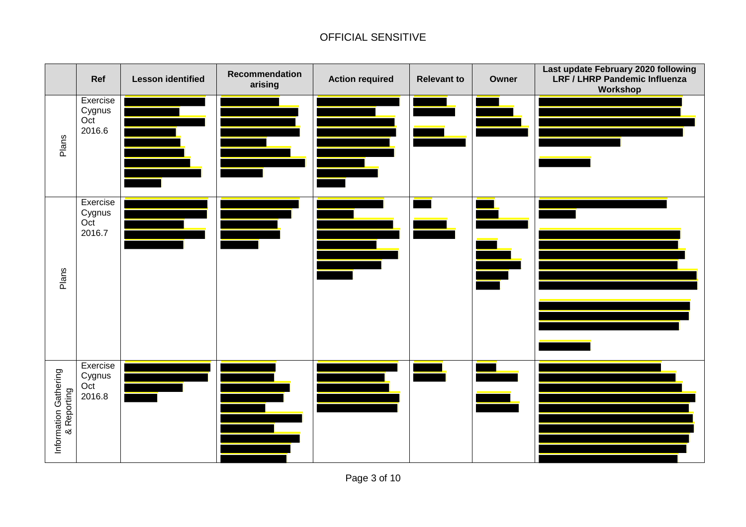| | Ref | Lesson identified | Recommendation arising | Action required | Relevant to | Owner | Last update February 2020 following LRF / LHRP Pandemic Influenza Workshop |
|---|---|---|---|---|---|---|---|
| Plans | Exercise Cygnus Oct 2016.6 | | | | | | |
| Plans | Exercise Cygnus Oct 2016.7 | | | | | | |
| Information Gathering & Reporting | Exercise Cygnus Oct 2016.8 | | | | | | |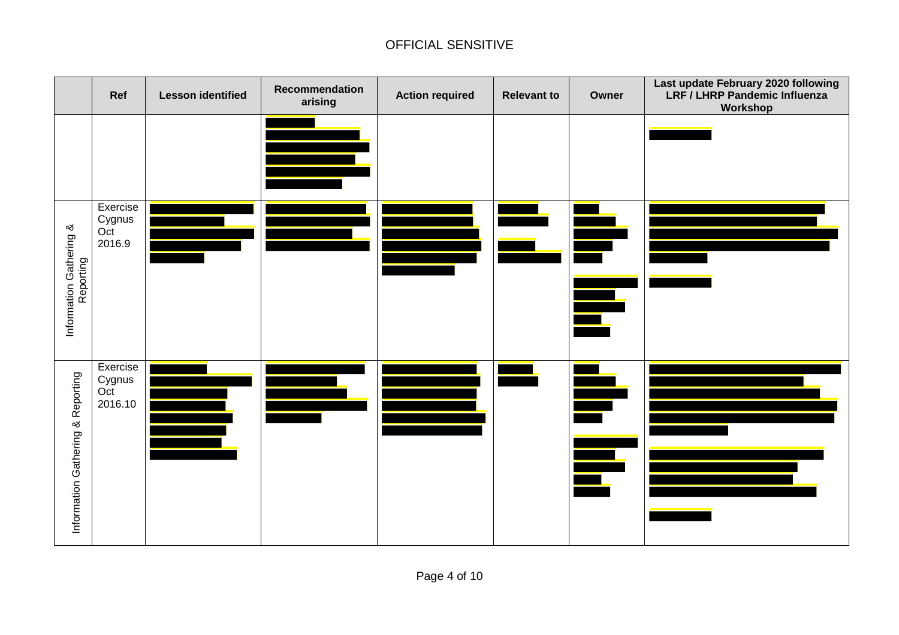OFFICIAL SENSITIVE

| | Ref | Lesson identified | Recommendation arising | Action required | Relevant to | Owner | Last update February 2020 following LRF / LHRP Pandemic Influenza Workshop |
|---|---|---|---|---|---|---|---|
| | | | | | | | |
| Information Gathering & Reporting | Exercise Cygnus Oct 2016.9 | | | | | | |
| Information Gathering & Reporting | Exercise Cygnus Oct 2016.10 | | | | | | |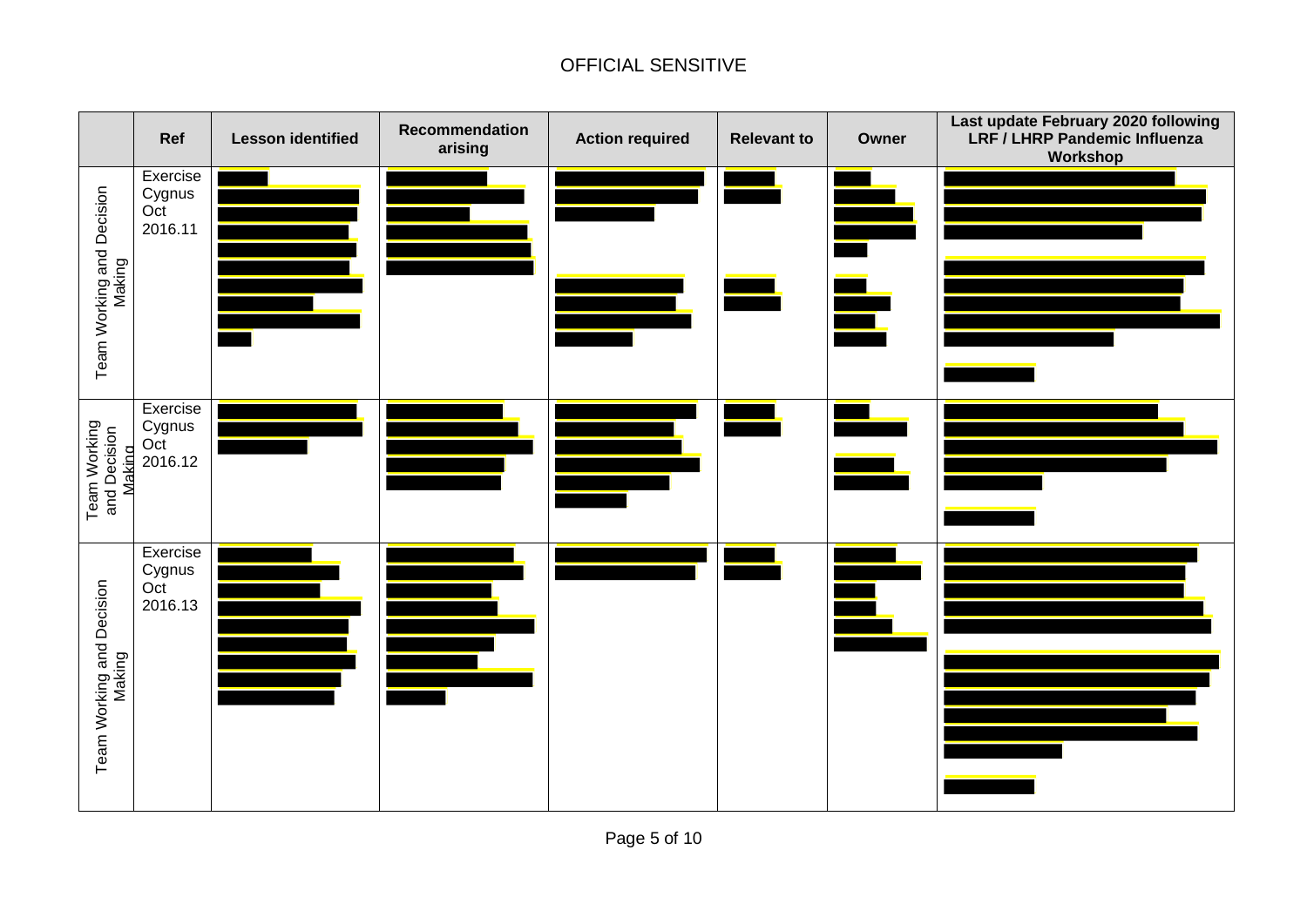OFFICIAL SENSITIVE

|  | Ref | Lesson identified | Recommendation arising | Action required | Relevant to | Owner | Last update February 2020 following LRF / LHRP Pandemic Influenza Workshop |
|---|---|---|---|---|---|---|---|
| Team Working and Decision Making | Exercise Cygnus Oct 2016.11 | [REDACTED] | [REDACTED] | [REDACTED] | [REDACTED] | [REDACTED] | [REDACTED] |
| Team Working and Decision Making | Exercise Cygnus Oct 2016.12 | [REDACTED] | [REDACTED] | [REDACTED] | [REDACTED] | [REDACTED] | [REDACTED] |
| Team Working and Decision Making | Exercise Cygnus Oct 2016.13 | [REDACTED] | [REDACTED] | [REDACTED] | [REDACTED] | [REDACTED] | [REDACTED] |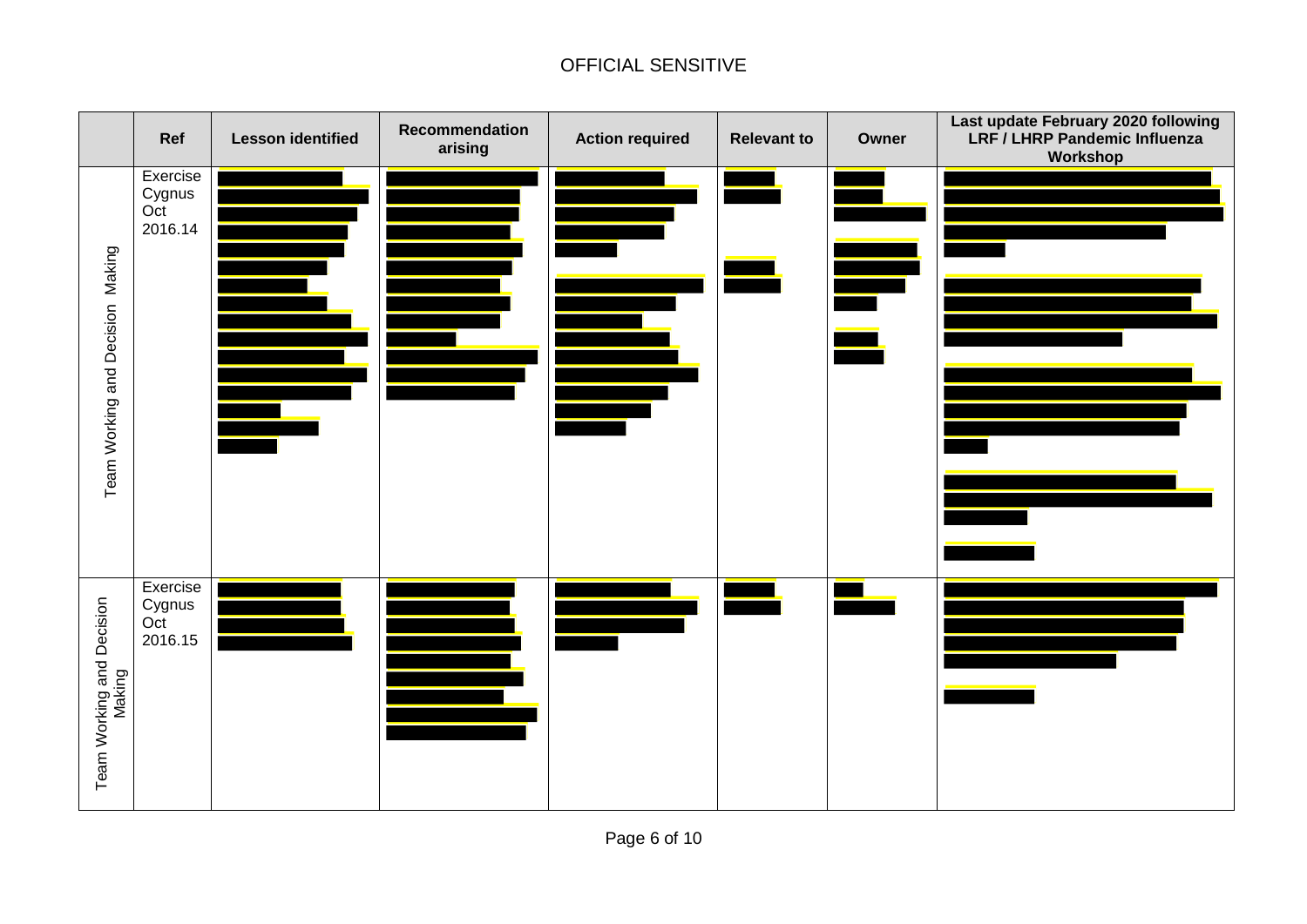| | Ref | Lesson identified | Recommendation arising | Action required | Relevant to | Owner | Last update February 2020 following LRF / LHRP Pandemic Influenza Workshop |
|---|---|---|---|---|---|---|---|
| Team Working and Decision Making | Exercise Cygnus Oct 2016.14 | | | | | | |
| Team Working and Decision Making | Exercise Cygnus Oct 2016.15 | | | | | | |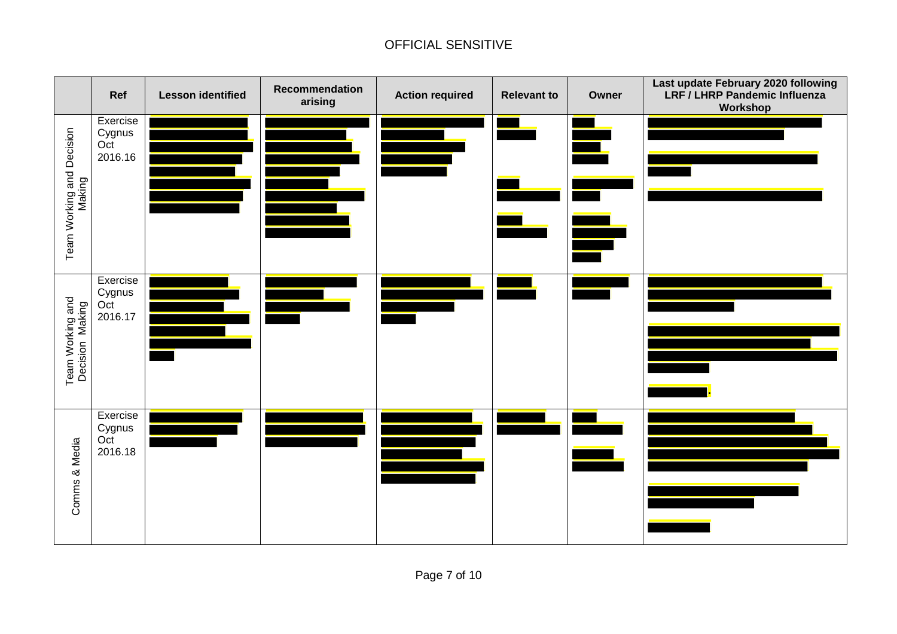OFFICIAL SENSITIVE

| | Ref | Lesson identified | Recommendation arising | Action required | Relevant to | Owner | Last update February 2020 following LRF / LHRP Pandemic Influenza Workshop |
|---|---|---|---|---|---|---|---|
| Team Working and Decision Making | Exercise Cygnus Oct 2016.16 | | | | | | |
| Team Working and Decision Making | Exercise Cygnus Oct 2016.17 | | | | | | |
| Comms & Media | Exercise Cygnus Oct 2016.18 | | | | | | |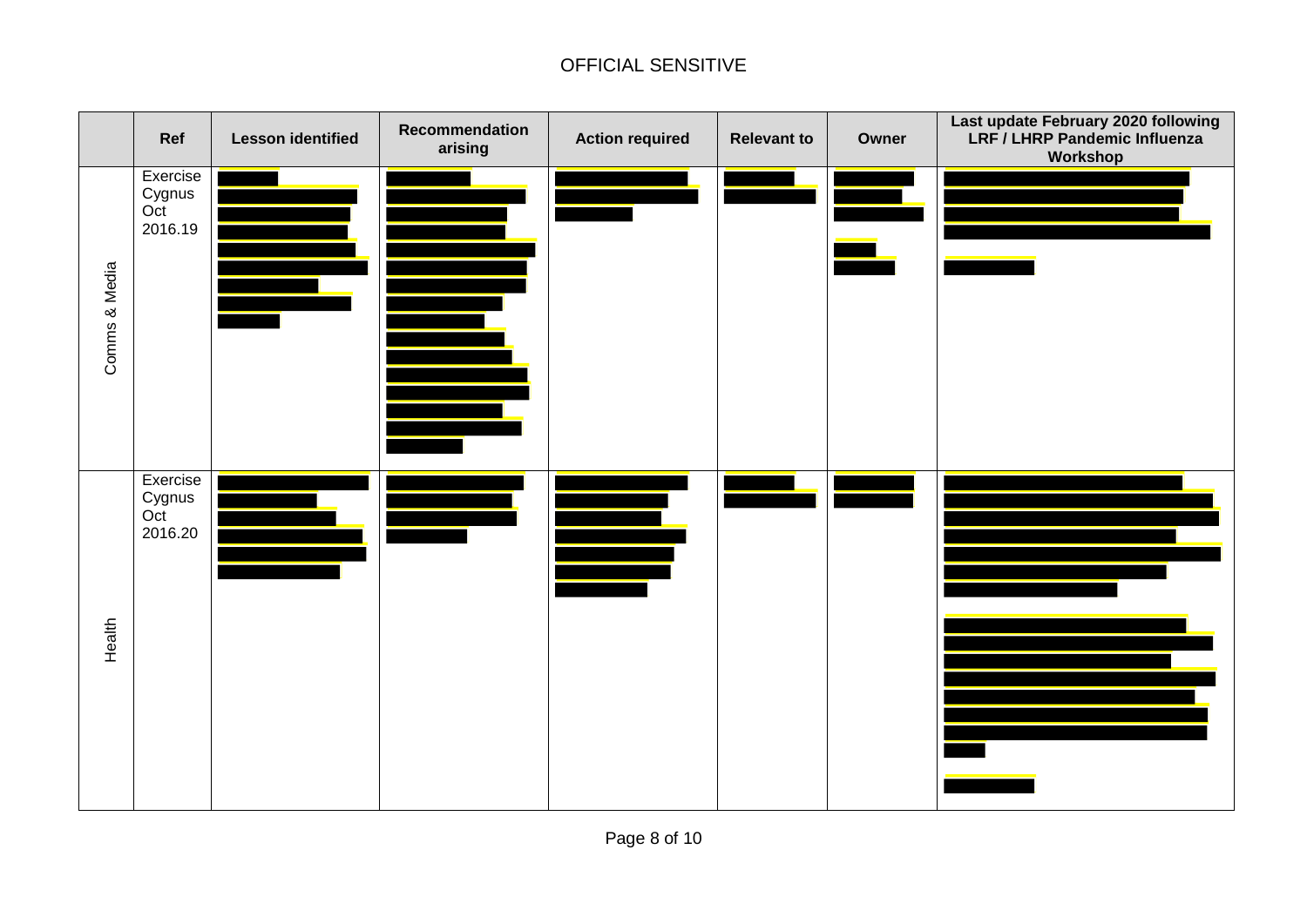OFFICIAL SENSITIVE

| | Ref | Lesson identified | Recommendation arising | Action required | Relevant to | Owner | Last update February 2020 following LRF / LHRP Pandemic Influenza Workshop |
|---|---|---|---|---|---|---|---|
| Comms & Media | Exercise Cygnus Oct 2016.19 | | | | | | |
| Health | Exercise Cygnus Oct 2016.20 | | | | | | |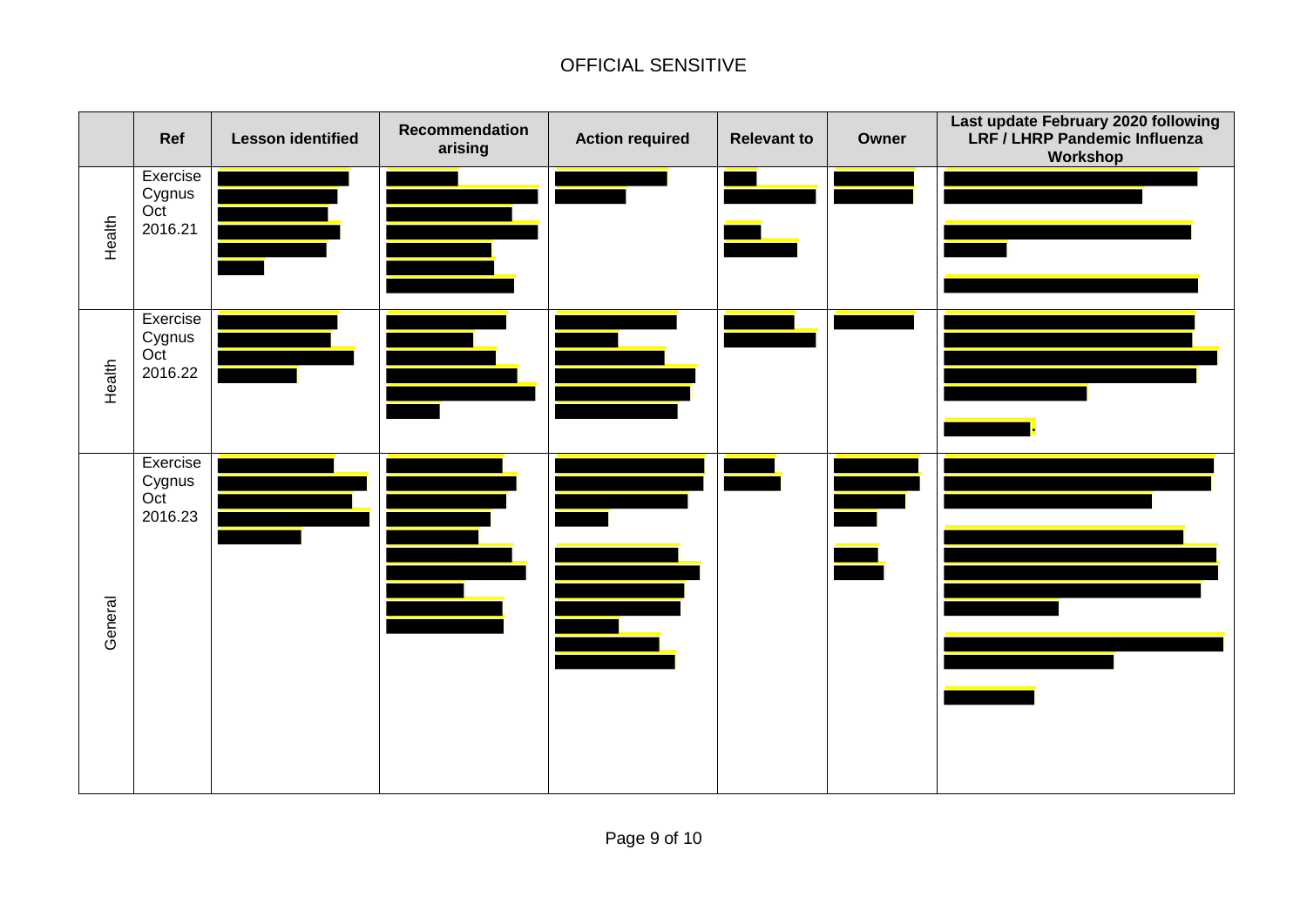OFFICIAL SENSITIVE

| | Ref | Lesson identified | Recommendation arising | Action required | Relevant to | Owner | Last update February 2020 following LRF / LHRP Pandemic Influenza Workshop |
|---|---|---|---|---|---|---|---|
| Health | Exercise Cygnus Oct 2016.21 | | | | | | |
| Health | Exercise Cygnus Oct 2016.22 | | | | | | |
| General | Exercise Cygnus Oct 2016.23 | | | | | | |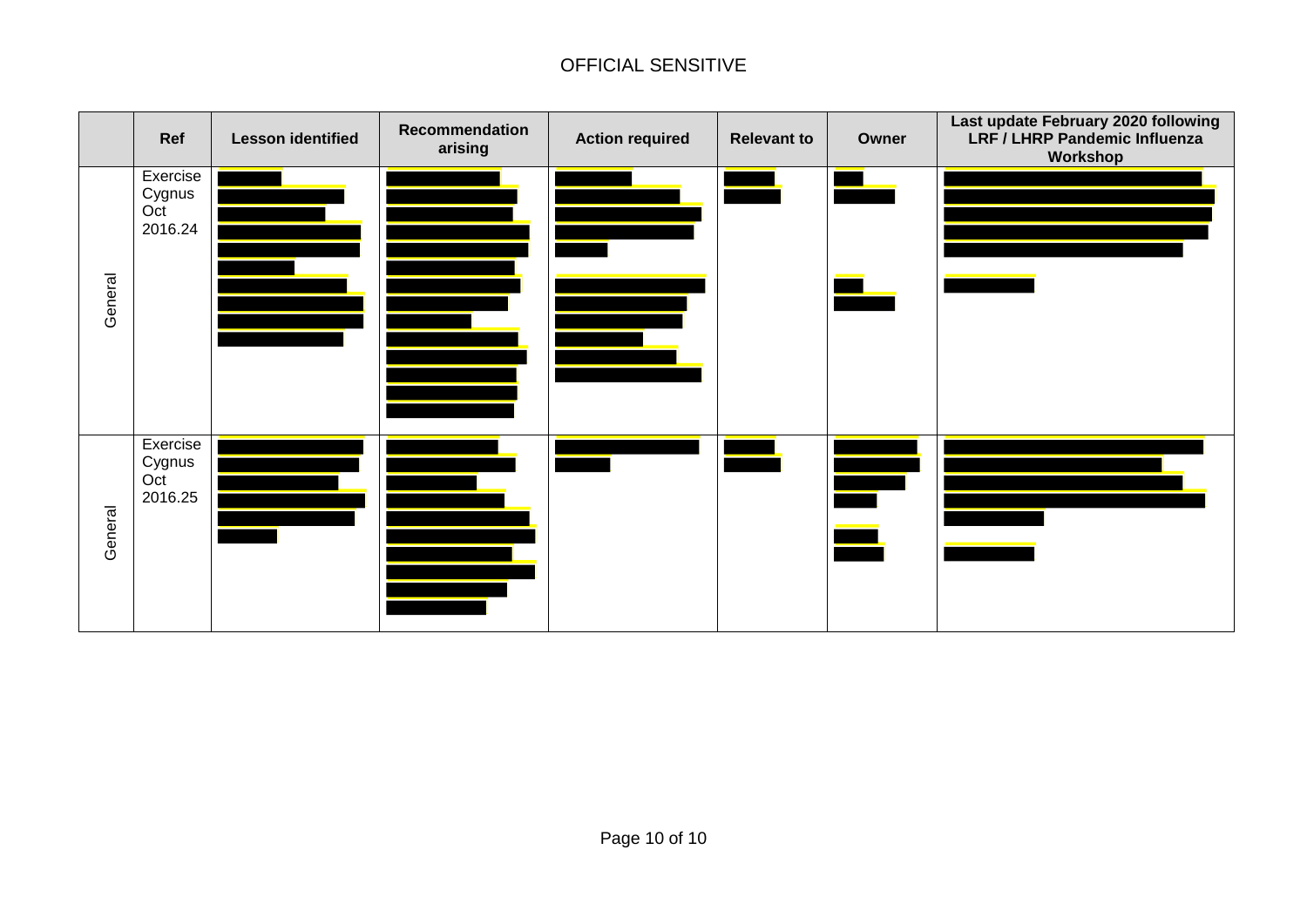OFFICIAL SENSITIVE

| | Ref | Lesson identified | Recommendation arising | Action required | Relevant to | Owner | Last update February 2020 following LRF / LHRP Pandemic Influenza Workshop |
|---|---|---|---|---|---|---|---|
| General | Exercise Cygnus Oct 2016.24 | | | | | | |
| General | Exercise Cygnus Oct 2016.25 | | | | | | |